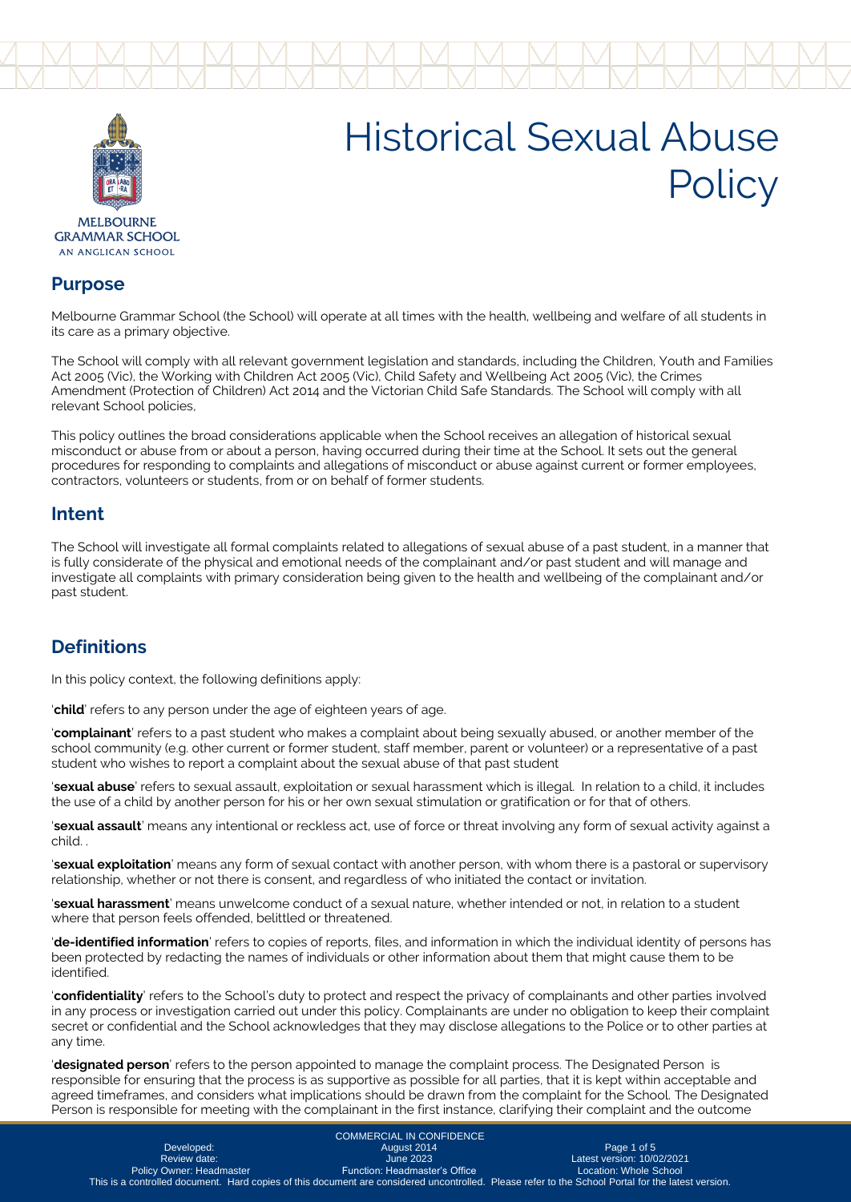# Historical Sexual Abuse Policy

MELBOURNE GRAMMAR SCHOOL
AN ANGLICAN SCHOOL

## Purpose

Melbourne Grammar School (the School) will operate at all times with the health, wellbeing and welfare of all students in its care as a primary objective.

The School will comply with all relevant government legislation and standards, including the Children, Youth and Families Act 2005 (Vic), the Working with Children Act 2005 (Vic), Child Safety and Wellbeing Act 2005 (Vic), the Crimes Amendment (Protection of Children) Act 2014 and the Victorian Child Safe Standards. The School will comply with all relevant School policies,

This policy outlines the broad considerations applicable when the School receives an allegation of historical sexual misconduct or abuse from or about a person, having occurred during their time at the School. It sets out the general procedures for responding to complaints and allegations of misconduct or abuse against current or former employees, contractors, volunteers or students, from or on behalf of former students.

## Intent

The School will investigate all formal complaints related to allegations of sexual abuse of a past student, in a manner that is fully considerate of the physical and emotional needs of the complainant and/or past student and will manage and investigate all complaints with primary consideration being given to the health and wellbeing of the complainant and/or past student.

## Definitions

In this policy context, the following definitions apply:

'**child**' refers to any person under the age of eighteen years of age.

'**complainant**' refers to a past student who makes a complaint about being sexually abused, or another member of the school community (e.g. other current or former student, staff member, parent or volunteer) or a representative of a past student who wishes to report a complaint about the sexual abuse of that past student

'**sexual abuse**' refers to sexual assault, exploitation or sexual harassment which is illegal. In relation to a child, it includes the use of a child by another person for his or her own sexual stimulation or gratification or for that of others.

'**sexual assault**' means any intentional or reckless act, use of force or threat involving any form of sexual activity against a child. .

'**sexual exploitation**' means any form of sexual contact with another person, with whom there is a pastoral or supervisory relationship, whether or not there is consent, and regardless of who initiated the contact or invitation.

'**sexual harassment**' means unwelcome conduct of a sexual nature, whether intended or not, in relation to a student where that person feels offended, belittled or threatened.

'**de-identified information**' refers to copies of reports, files, and information in which the individual identity of persons has been protected by redacting the names of individuals or other information about them that might cause them to be identified.

'**confidentiality**' refers to the School's duty to protect and respect the privacy of complainants and other parties involved in any process or investigation carried out under this policy. Complainants are under no obligation to keep their complaint secret or confidential and the School acknowledges that they may disclose allegations to the Police or to other parties at any time.

'**designated person**' refers to the person appointed to manage the complaint process. The Designated Person is responsible for ensuring that the process is as supportive as possible for all parties, that it is kept within acceptable and agreed timeframes, and considers what implications should be drawn from the complaint for the School. The Designated Person is responsible for meeting with the complainant in the first instance, clarifying their complaint and the outcome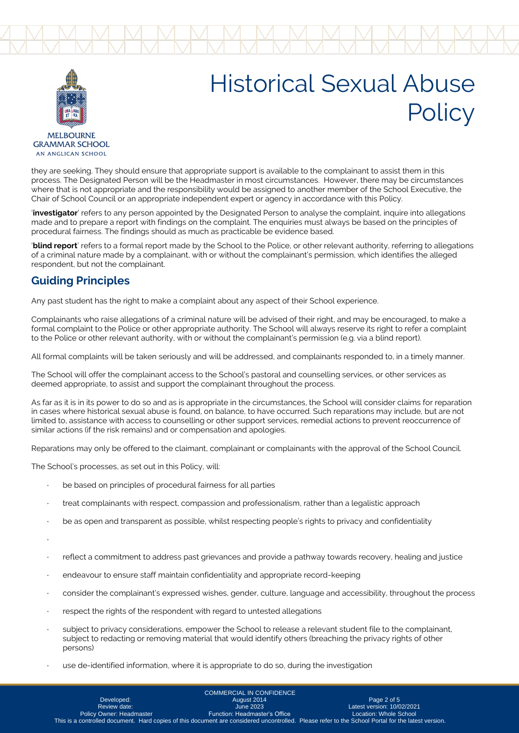they are seeking. They should ensure that appropriate support is available to the complainant to assist them in this process. The Designated Person will be the Headmaster in most circumstances. However, there may be circumstances where that is not appropriate and the responsibility would be assigned to another member of the School Executive, the Chair of School Council or an appropriate independent expert or agency in accordance with this Policy.

'**investigator**' refers to any person appointed by the Designated Person to analyse the complaint, inquire into allegations made and to prepare a report with findings on the complaint. The enquiries must always be based on the principles of procedural fairness. The findings should as much as practicable be evidence based.

'**blind report**' refers to a formal report made by the School to the Police, or other relevant authority, referring to allegations of a criminal nature made by a complainant, with or without the complainant's permission, which identifies the alleged respondent, but not the complainant.

## Guiding Principles

Any past student has the right to make a complaint about any aspect of their School experience.

Complainants who raise allegations of a criminal nature will be advised of their right, and may be encouraged, to make a formal complaint to the Police or other appropriate authority. The School will always reserve its right to refer a complaint to the Police or other relevant authority, with or without the complainant's permission (e.g. via a blind report).

All formal complaints will be taken seriously and will be addressed, and complainants responded to, in a timely manner.

The School will offer the complainant access to the School's pastoral and counselling services, or other services as deemed appropriate, to assist and support the complainant throughout the process.

As far as it is in its power to do so and as is appropriate in the circumstances, the School will consider claims for reparation in cases where historical sexual abuse is found, on balance, to have occurred. Such reparations may include, but are not limited to, assistance with access to counselling or other support services, remedial actions to prevent reoccurrence of similar actions (if the risk remains) and or compensation and apologies.

Reparations may only be offered to the claimant, complainant or complainants with the approval of the School Council.

The School's processes, as set out in this Policy, will:

- be based on principles of procedural fairness for all parties
- treat complainants with respect, compassion and professionalism, rather than a legalistic approach
- be as open and transparent as possible, whilst respecting people's rights to privacy and confidentiality
- 
- reflect a commitment to address past grievances and provide a pathway towards recovery, healing and justice
- endeavour to ensure staff maintain confidentiality and appropriate record-keeping
- consider the complainant's expressed wishes, gender, culture, language and accessibility, throughout the process
- respect the rights of the respondent with regard to untested allegations
- subject to privacy considerations, empower the School to release a relevant student file to the complainant, subject to redacting or removing material that would identify others (breaching the privacy rights of other persons)
- use de-identified information, where it is appropriate to do so, during the investigation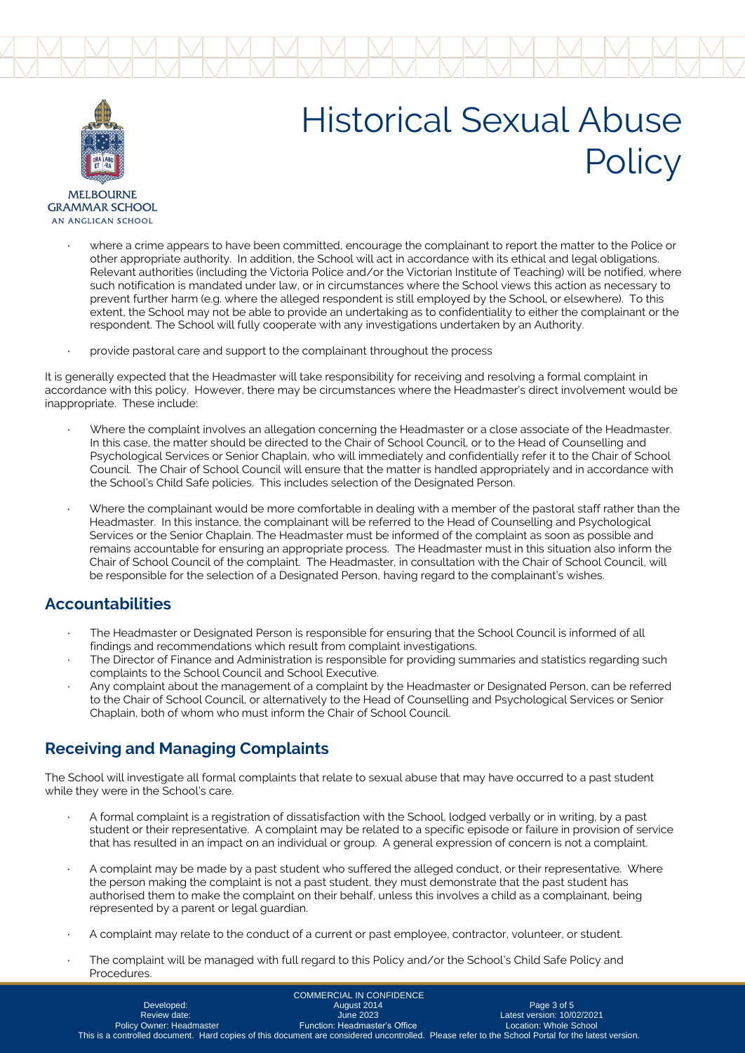- where a crime appears to have been committed, encourage the complainant to report the matter to the Police or other appropriate authority. In addition, the School will act in accordance with its ethical and legal obligations. Relevant authorities (including the Victoria Police and/or the Victorian Institute of Teaching) will be notified, where such notification is mandated under law, or in circumstances where the School views this action as necessary to prevent further harm (e.g. where the alleged respondent is still employed by the School, or elsewhere). To this extent, the School may not be able to provide an undertaking as to confidentiality to either the complainant or the respondent. The School will fully cooperate with any investigations undertaken by an Authority.

- provide pastoral care and support to the complainant throughout the process

It is generally expected that the Headmaster will take responsibility for receiving and resolving a formal complaint in accordance with this policy. However, there may be circumstances where the Headmaster's direct involvement would be inappropriate. These include:

- Where the complaint involves an allegation concerning the Headmaster or a close associate of the Headmaster. In this case, the matter should be directed to the Chair of School Council, or to the Head of Counselling and Psychological Services or Senior Chaplain, who will immediately and confidentially refer it to the Chair of School Council. The Chair of School Council will ensure that the matter is handled appropriately and in accordance with the School's Child Safe policies. This includes selection of the Designated Person.

- Where the complainant would be more comfortable in dealing with a member of the pastoral staff rather than the Headmaster. In this instance, the complainant will be referred to the Head of Counselling and Psychological Services or the Senior Chaplain. The Headmaster must be informed of the complaint as soon as possible and remains accountable for ensuring an appropriate process. The Headmaster must in this situation also inform the Chair of School Council of the complaint. The Headmaster, in consultation with the Chair of School Council, will be responsible for the selection of a Designated Person, having regard to the complainant's wishes.

## Accountabilities

- The Headmaster or Designated Person is responsible for ensuring that the School Council is informed of all findings and recommendations which result from complaint investigations.
- The Director of Finance and Administration is responsible for providing summaries and statistics regarding such complaints to the School Council and School Executive.
- Any complaint about the management of a complaint by the Headmaster or Designated Person, can be referred to the Chair of School Council, or alternatively to the Head of Counselling and Psychological Services or Senior Chaplain, both of whom who must inform the Chair of School Council.

## Receiving and Managing Complaints

The School will investigate all formal complaints that relate to sexual abuse that may have occurred to a past student while they were in the School's care.

- A formal complaint is a registration of dissatisfaction with the School, lodged verbally or in writing, by a past student or their representative. A complaint may be related to a specific episode or failure in provision of service that has resulted in an impact on an individual or group. A general expression of concern is not a complaint.

- A complaint may be made by a past student who suffered the alleged conduct, or their representative. Where the person making the complaint is not a past student, they must demonstrate that the past student has authorised them to make the complaint on their behalf, unless this involves a child as a complainant, being represented by a parent or legal guardian.

- A complaint may relate to the conduct of a current or past employee, contractor, volunteer, or student.

- The complaint will be managed with full regard to this Policy and/or the School's Child Safe Policy and Procedures.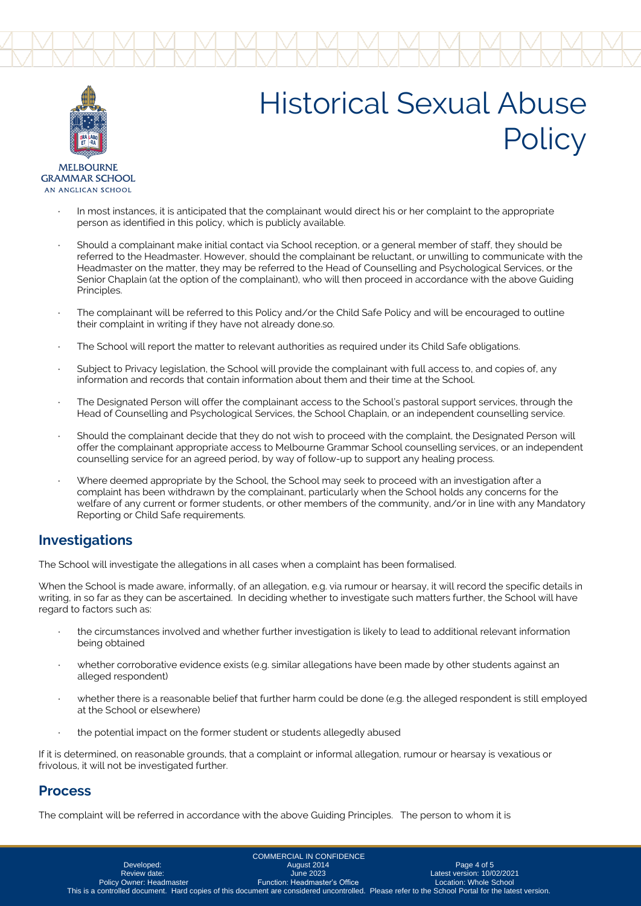- In most instances, it is anticipated that the complainant would direct his or her complaint to the appropriate person as identified in this policy, which is publicly available.
- Should a complainant make initial contact via School reception, or a general member of staff, they should be referred to the Headmaster. However, should the complainant be reluctant, or unwilling to communicate with the Headmaster on the matter, they may be referred to the Head of Counselling and Psychological Services, or the Senior Chaplain (at the option of the complainant), who will then proceed in accordance with the above Guiding Principles.
- The complainant will be referred to this Policy and/or the Child Safe Policy and will be encouraged to outline their complaint in writing if they have not already done.so.
- The School will report the matter to relevant authorities as required under its Child Safe obligations.
- Subject to Privacy legislation, the School will provide the complainant with full access to, and copies of, any information and records that contain information about them and their time at the School.
- The Designated Person will offer the complainant access to the School's pastoral support services, through the Head of Counselling and Psychological Services, the School Chaplain, or an independent counselling service.
- Should the complainant decide that they do not wish to proceed with the complaint, the Designated Person will offer the complainant appropriate access to Melbourne Grammar School counselling services, or an independent counselling service for an agreed period, by way of follow-up to support any healing process.
- Where deemed appropriate by the School, the School may seek to proceed with an investigation after a complaint has been withdrawn by the complainant, particularly when the School holds any concerns for the welfare of any current or former students, or other members of the community, and/or in line with any Mandatory Reporting or Child Safe requirements.

## Investigations

The School will investigate the allegations in all cases when a complaint has been formalised.

When the School is made aware, informally, of an allegation, e.g. via rumour or hearsay, it will record the specific details in writing, in so far as they can be ascertained. In deciding whether to investigate such matters further, the School will have regard to factors such as:

- the circumstances involved and whether further investigation is likely to lead to additional relevant information being obtained
- whether corroborative evidence exists (e.g. similar allegations have been made by other students against an alleged respondent)
- whether there is a reasonable belief that further harm could be done (e.g. the alleged respondent is still employed at the School or elsewhere)
- the potential impact on the former student or students allegedly abused

If it is determined, on reasonable grounds, that a complaint or informal allegation, rumour or hearsay is vexatious or frivolous, it will not be investigated further.

## Process

The complaint will be referred in accordance with the above Guiding Principles. The person to whom it is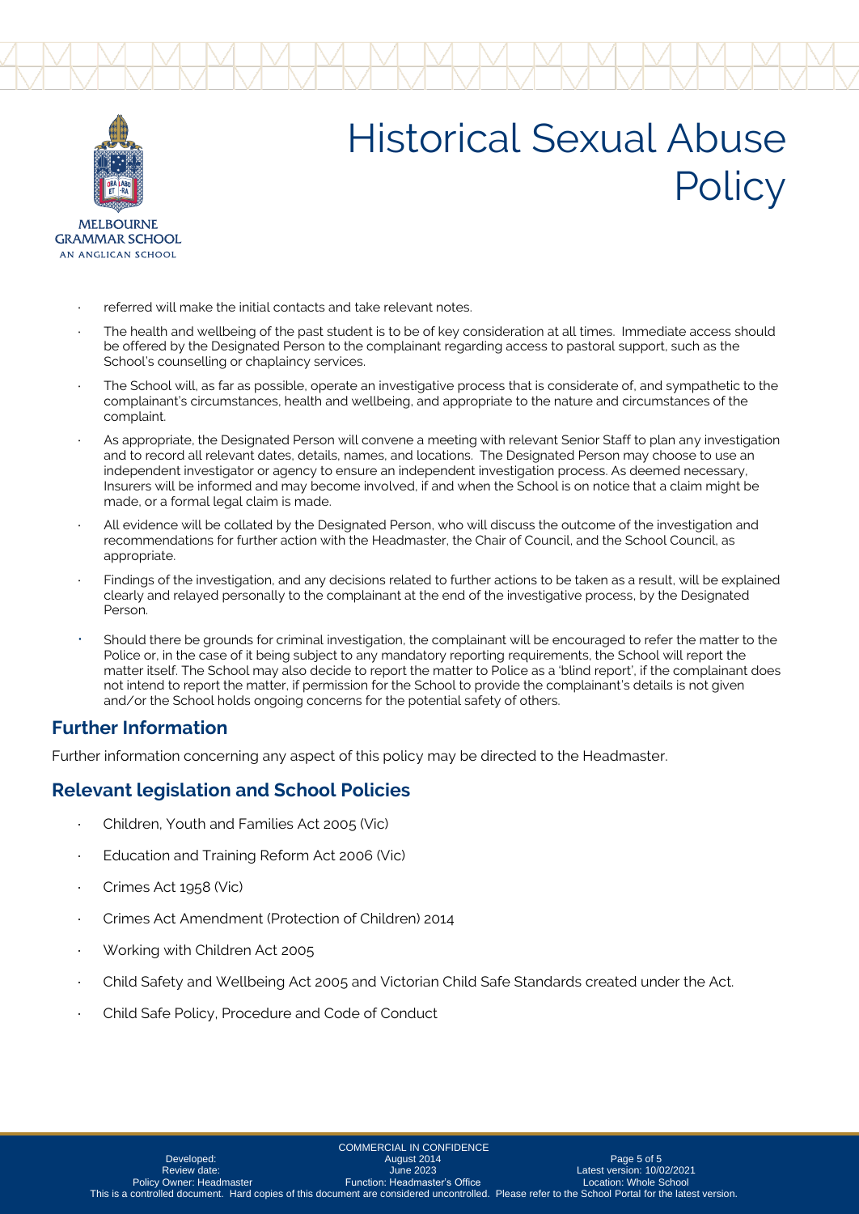- referred will make the initial contacts and take relevant notes.
- The health and wellbeing of the past student is to be of key consideration at all times. Immediate access should be offered by the Designated Person to the complainant regarding access to pastoral support, such as the School's counselling or chaplaincy services.
- The School will, as far as possible, operate an investigative process that is considerate of, and sympathetic to the complainant's circumstances, health and wellbeing, and appropriate to the nature and circumstances of the complaint.
- As appropriate, the Designated Person will convene a meeting with relevant Senior Staff to plan any investigation and to record all relevant dates, details, names, and locations. The Designated Person may choose to use an independent investigator or agency to ensure an independent investigation process. As deemed necessary, Insurers will be informed and may become involved, if and when the School is on notice that a claim might be made, or a formal legal claim is made.
- All evidence will be collated by the Designated Person, who will discuss the outcome of the investigation and recommendations for further action with the Headmaster, the Chair of Council, and the School Council, as appropriate.
- Findings of the investigation, and any decisions related to further actions to be taken as a result, will be explained clearly and relayed personally to the complainant at the end of the investigative process, by the Designated Person.
- Should there be grounds for criminal investigation, the complainant will be encouraged to refer the matter to the Police or, in the case of it being subject to any mandatory reporting requirements, the School will report the matter itself. The School may also decide to report the matter to Police as a 'blind report', if the complainant does not intend to report the matter, if permission for the School to provide the complainant's details is not given and/or the School holds ongoing concerns for the potential safety of others.

## Further Information

Further information concerning any aspect of this policy may be directed to the Headmaster.

## Relevant legislation and School Policies

- Children, Youth and Families Act 2005 (Vic)
- Education and Training Reform Act 2006 (Vic)
- Crimes Act 1958 (Vic)
- Crimes Act Amendment (Protection of Children) 2014
- Working with Children Act 2005
- Child Safety and Wellbeing Act 2005 and Victorian Child Safe Standards created under the Act.
- Child Safe Policy, Procedure and Code of Conduct